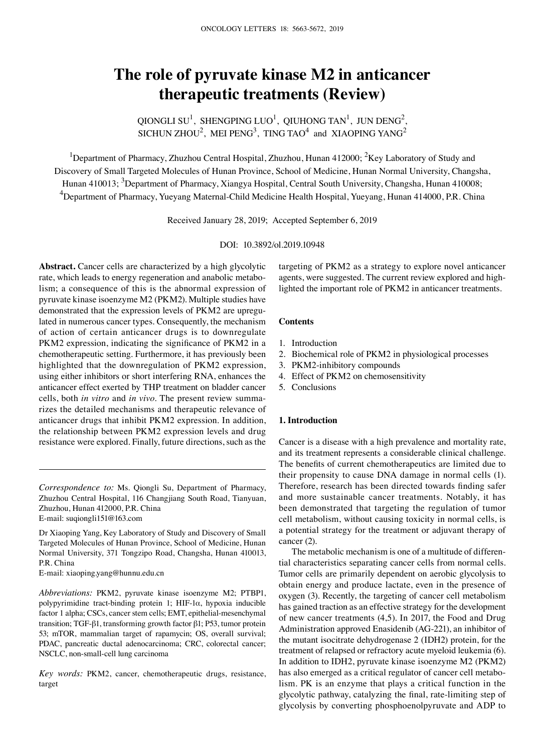# The role of pyruvate kinase M2 in anticancer therapeutic treatments (Review)

QIONGLI SU[1], SHENGPING LUO[1], QIUHONG TAN[1], JUN DENG[2], SICHUN ZHOU[2], MEI PENG[3], TING TAO[4] and XIAOPING YANG[2]

[1]Department of Pharmacy, Zhuzhou Central Hospital, Zhuzhou, Hunan 412000; [2]Key Laboratory of Study and Discovery of Small Targeted Molecules of Hunan Province, School of Medicine, Hunan Normal University, Changsha, Hunan 410013; [3]Department of Pharmacy, Xiangya Hospital, Central South University, Changsha, Hunan 410008; [4]Department of Pharmacy, Yueyang Maternal-Child Medicine Health Hospital, Yueyang, Hunan 414000, P.R. China

Received January 28, 2019; Accepted September 6, 2019

DOI: 10.3892/ol.2019.10948

**Abstract.** Cancer cells are characterized by a high glycolytic rate, which leads to energy regeneration and anabolic metabolism; a consequence of this is the abnormal expression of pyruvate kinase isoenzyme M2 (PKM2). Multiple studies have demonstrated that the expression levels of PKM2 are upregulated in numerous cancer types. Consequently, the mechanism of action of certain anticancer drugs is to downregulate PKM2 expression, indicating the significance of PKM2 in a chemotherapeutic setting. Furthermore, it has previously been highlighted that the downregulation of PKM2 expression, using either inhibitors or short interfering RNA, enhances the anticancer effect exerted by THP treatment on bladder cancer cells, both *in vitro* and *in vivo*. The present review summarizes the detailed mechanisms and therapeutic relevance of anticancer drugs that inhibit PKM2 expression. In addition, the relationship between PKM2 expression levels and drug resistance were explored. Finally, future directions, such as the targeting of PKM2 as a strategy to explore novel anticancer agents, were suggested. The current review explored and highlighted the important role of PKM2 in anticancer treatments.

*Correspondence to:* Ms. Qiongli Su, Department of Pharmacy, Zhuzhou Central Hospital, 116 Changjiang South Road, Tianyuan, Zhuzhou, Hunan 412000, P.R. China
E-mail: suqiongli151@163.com

Dr Xiaoping Yang, Key Laboratory of Study and Discovery of Small Targeted Molecules of Hunan Province, School of Medicine, Hunan Normal University, 371 Tongzipo Road, Changsha, Hunan 410013, P.R. China
E-mail: xiaoping.yang@hunnu.edu.cn

*Abbreviations:* PKM2, pyruvate kinase isoenzyme M2; PTBP1, polypyrimidine tract-binding protein 1; HIF-1α, hypoxia inducible factor 1 alpha; CSCs, cancer stem cells; EMT, epithelial-mesenchymal transition; TGF-β1, transforming growth factor β1; P53, tumor protein 53; mTOR, mammalian target of rapamycin; OS, overall survival; PDAC, pancreatic ductal adenocarcinoma; CRC, colorectal cancer; NSCLC, non-small-cell lung carcinoma

*Key words:* PKM2, cancer, chemotherapeutic drugs, resistance, target

**Contents**

1. Introduction
2. Biochemical role of PKM2 in physiological processes
3. PKM2-inhibitory compounds
4. Effect of PKM2 on chemosensitivity
5. Conclusions

## 1. Introduction

Cancer is a disease with a high prevalence and mortality rate, and its treatment represents a considerable clinical challenge. The benefits of current chemotherapeutics are limited due to their propensity to cause DNA damage in normal cells (1). Therefore, research has been directed towards finding safer and more sustainable cancer treatments. Notably, it has been demonstrated that targeting the regulation of tumor cell metabolism, without causing toxicity in normal cells, is a potential strategy for the treatment or adjuvant therapy of cancer (2).

The metabolic mechanism is one of a multitude of differential characteristics separating cancer cells from normal cells. Tumor cells are primarily dependent on aerobic glycolysis to obtain energy and produce lactate, even in the presence of oxygen (3). Recently, the targeting of cancer cell metabolism has gained traction as an effective strategy for the development of new cancer treatments (4,5). In 2017, the Food and Drug Administration approved Enasidenib (AG-221), an inhibitor of the mutant isocitrate dehydrogenase 2 (IDH2) protein, for the treatment of relapsed or refractory acute myeloid leukemia (6). In addition to IDH2, pyruvate kinase isoenzyme M2 (PKM2) has also emerged as a critical regulator of cancer cell metabolism. PK is an enzyme that plays a critical function in the glycolytic pathway, catalyzing the final, rate-limiting step of glycolysis by converting phosphoenolpyruvate and ADP to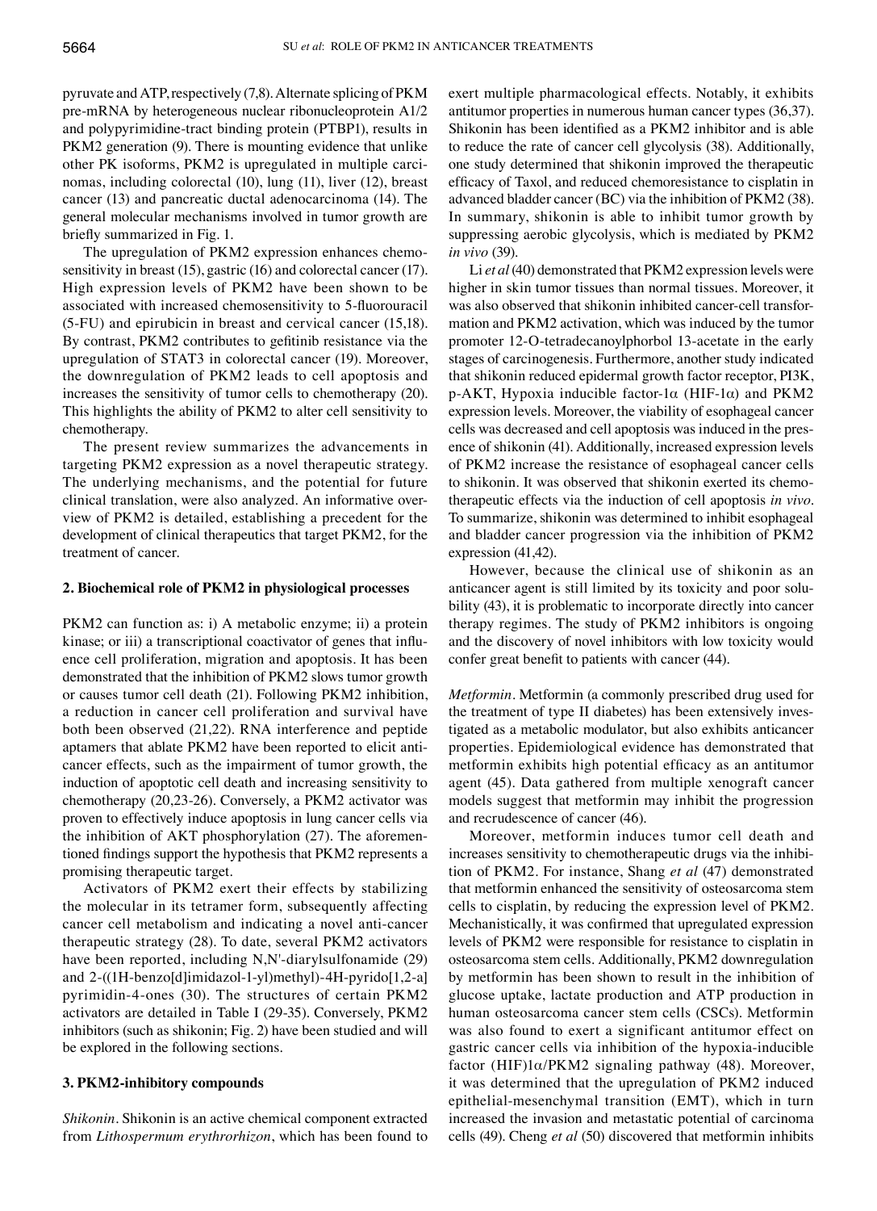pyruvate and ATP, respectively (7,8). Alternate splicing of PKM pre-mRNA by heterogeneous nuclear ribonucleoprotein A1/2 and polypyrimidine-tract binding protein (PTBP1), results in PKM2 generation (9). There is mounting evidence that unlike other PK isoforms, PKM2 is upregulated in multiple carcinomas, including colorectal (10), lung (11), liver (12), breast cancer (13) and pancreatic ductal adenocarcinoma (14). The general molecular mechanisms involved in tumor growth are briefly summarized in Fig. 1.

The upregulation of PKM2 expression enhances chemosensitivity in breast (15), gastric (16) and colorectal cancer (17). High expression levels of PKM2 have been shown to be associated with increased chemosensitivity to 5-fluorouracil (5-FU) and epirubicin in breast and cervical cancer (15,18). By contrast, PKM2 contributes to gefitinib resistance via the upregulation of STAT3 in colorectal cancer (19). Moreover, the downregulation of PKM2 leads to cell apoptosis and increases the sensitivity of tumor cells to chemotherapy (20). This highlights the ability of PKM2 to alter cell sensitivity to chemotherapy.

The present review summarizes the advancements in targeting PKM2 expression as a novel therapeutic strategy. The underlying mechanisms, and the potential for future clinical translation, were also analyzed. An informative overview of PKM2 is detailed, establishing a precedent for the development of clinical therapeutics that target PKM2, for the treatment of cancer.

## 2. Biochemical role of PKM2 in physiological processes

PKM2 can function as: i) A metabolic enzyme; ii) a protein kinase; or iii) a transcriptional coactivator of genes that influence cell proliferation, migration and apoptosis. It has been demonstrated that the inhibition of PKM2 slows tumor growth or causes tumor cell death (21). Following PKM2 inhibition, a reduction in cancer cell proliferation and survival have both been observed (21,22). RNA interference and peptide aptamers that ablate PKM2 have been reported to elicit anticancer effects, such as the impairment of tumor growth, the induction of apoptotic cell death and increasing sensitivity to chemotherapy (20,23-26). Conversely, a PKM2 activator was proven to effectively induce apoptosis in lung cancer cells via the inhibition of AKT phosphorylation (27). The aforementioned findings support the hypothesis that PKM2 represents a promising therapeutic target.

Activators of PKM2 exert their effects by stabilizing the molecular in its tetramer form, subsequently affecting cancer cell metabolism and indicating a novel anti-cancer therapeutic strategy (28). To date, several PKM2 activators have been reported, including N,N'-diarylsulfonamide (29) and 2-((1H-benzo[d]imidazol-1-yl)methyl)-4H-pyrido[1,2-a] pyrimidin-4-ones (30). The structures of certain PKM2 activators are detailed in Table I (29-35). Conversely, PKM2 inhibitors (such as shikonin; Fig. 2) have been studied and will be explored in the following sections.

## 3. PKM2-inhibitory compounds

*Shikonin*. Shikonin is an active chemical component extracted from *Lithospermum erythrorhizon*, which has been found to exert multiple pharmacological effects. Notably, it exhibits antitumor properties in numerous human cancer types (36,37). Shikonin has been identified as a PKM2 inhibitor and is able to reduce the rate of cancer cell glycolysis (38). Additionally, one study determined that shikonin improved the therapeutic efficacy of Taxol, and reduced chemoresistance to cisplatin in advanced bladder cancer (BC) via the inhibition of PKM2 (38). In summary, shikonin is able to inhibit tumor growth by suppressing aerobic glycolysis, which is mediated by PKM2 *in vivo* (39).

Li *et al* (40) demonstrated that PKM2 expression levels were higher in skin tumor tissues than normal tissues. Moreover, it was also observed that shikonin inhibited cancer-cell transformation and PKM2 activation, which was induced by the tumor promoter 12-O-tetradecanoylphorbol 13-acetate in the early stages of carcinogenesis. Furthermore, another study indicated that shikonin reduced epidermal growth factor receptor, PI3K, p-AKT, Hypoxia inducible factor-1α (HIF-1α) and PKM2 expression levels. Moreover, the viability of esophageal cancer cells was decreased and cell apoptosis was induced in the presence of shikonin (41). Additionally, increased expression levels of PKM2 increase the resistance of esophageal cancer cells to shikonin. It was observed that shikonin exerted its chemotherapeutic effects via the induction of cell apoptosis *in vivo*. To summarize, shikonin was determined to inhibit esophageal and bladder cancer progression via the inhibition of PKM2 expression (41,42).

However, because the clinical use of shikonin as an anticancer agent is still limited by its toxicity and poor solubility (43), it is problematic to incorporate directly into cancer therapy regimes. The study of PKM2 inhibitors is ongoing and the discovery of novel inhibitors with low toxicity would confer great benefit to patients with cancer (44).

*Metformin*. Metformin (a commonly prescribed drug used for the treatment of type II diabetes) has been extensively investigated as a metabolic modulator, but also exhibits anticancer properties. Epidemiological evidence has demonstrated that metformin exhibits high potential efficacy as an antitumor agent (45). Data gathered from multiple xenograft cancer models suggest that metformin may inhibit the progression and recrudescence of cancer (46).

Moreover, metformin induces tumor cell death and increases sensitivity to chemotherapeutic drugs via the inhibition of PKM2. For instance, Shang *et al* (47) demonstrated that metformin enhanced the sensitivity of osteosarcoma stem cells to cisplatin, by reducing the expression level of PKM2. Mechanistically, it was confirmed that upregulated expression levels of PKM2 were responsible for resistance to cisplatin in osteosarcoma stem cells. Additionally, PKM2 downregulation by metformin has been shown to result in the inhibition of glucose uptake, lactate production and ATP production in human osteosarcoma cancer stem cells (CSCs). Metformin was also found to exert a significant antitumor effect on gastric cancer cells via inhibition of the hypoxia-inducible factor (HIF)1α/PKM2 signaling pathway (48). Moreover, it was determined that the upregulation of PKM2 induced epithelial-mesenchymal transition (EMT), which in turn increased the invasion and metastatic potential of carcinoma cells (49). Cheng *et al* (50) discovered that metformin inhibits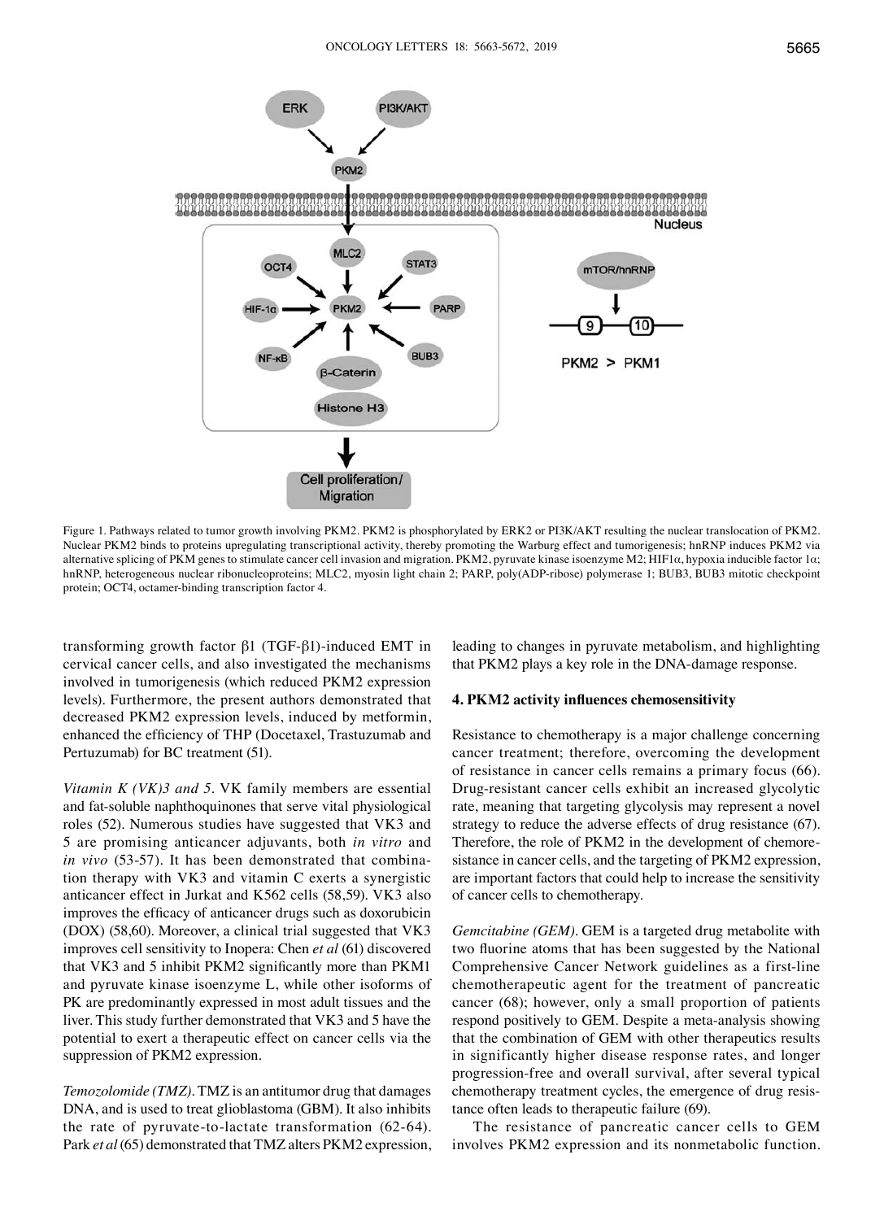Figure 1. Pathways related to tumor growth involving PKM2. PKM2 is phosphorylated by ERK2 or PI3K/AKT resulting the nuclear translocation of PKM2. Nuclear PKM2 binds to proteins upregulating transcriptional activity, thereby promoting the Warburg effect and tumorigenesis; hnRNP induces PKM2 via alternative splicing of PKM genes to stimulate cancer cell invasion and migration. PKM2, pyruvate kinase isoenzyme M2; HIF1α, hypoxia inducible factor 1α; hnRNP, heterogeneous nuclear ribonucleoproteins; MLC2, myosin light chain 2; PARP, poly(ADP-ribose) polymerase 1; BUB3, BUB3 mitotic checkpoint protein; OCT4, octamer-binding transcription factor 4.

transforming growth factor β1 (TGF-β1)-induced EMT in cervical cancer cells, and also investigated the mechanisms involved in tumorigenesis (which reduced PKM2 expression levels). Furthermore, the present authors demonstrated that decreased PKM2 expression levels, induced by metformin, enhanced the efficiency of THP (Docetaxel, Trastuzumab and Pertuzumab) for BC treatment (51).

*Vitamin K (VK)3 and 5.* VK family members are essential and fat-soluble naphthoquinones that serve vital physiological roles (52). Numerous studies have suggested that VK3 and 5 are promising anticancer adjuvants, both *in vitro* and *in vivo* (53-57). It has been demonstrated that combination therapy with VK3 and vitamin C exerts a synergistic anticancer effect in Jurkat and K562 cells (58,59). VK3 also improves the efficacy of anticancer drugs such as doxorubicin (DOX) (58,60). Moreover, a clinical trial suggested that VK3 improves cell sensitivity to Inopera: Chen *et al* (61) discovered that VK3 and 5 inhibit PKM2 significantly more than PKM1 and pyruvate kinase isoenzyme L, while other isoforms of PK are predominantly expressed in most adult tissues and the liver. This study further demonstrated that VK3 and 5 have the potential to exert a therapeutic effect on cancer cells via the suppression of PKM2 expression.

*Temozolomide (TMZ).* TMZ is an antitumor drug that damages DNA, and is used to treat glioblastoma (GBM). It also inhibits the rate of pyruvate-to-lactate transformation (62-64). Park *et al* (65) demonstrated that TMZ alters PKM2 expression, leading to changes in pyruvate metabolism, and highlighting that PKM2 plays a key role in the DNA-damage response.

## 4. PKM2 activity influences chemosensitivity

Resistance to chemotherapy is a major challenge concerning cancer treatment; therefore, overcoming the development of resistance in cancer cells remains a primary focus (66). Drug-resistant cancer cells exhibit an increased glycolytic rate, meaning that targeting glycolysis may represent a novel strategy to reduce the adverse effects of drug resistance (67). Therefore, the role of PKM2 in the development of chemoresistance in cancer cells, and the targeting of PKM2 expression, are important factors that could help to increase the sensitivity of cancer cells to chemotherapy.

*Gemcitabine (GEM).* GEM is a targeted drug metabolite with two fluorine atoms that has been suggested by the National Comprehensive Cancer Network guidelines as a first-line chemotherapeutic agent for the treatment of pancreatic cancer (68); however, only a small proportion of patients respond positively to GEM. Despite a meta-analysis showing that the combination of GEM with other therapeutics results in significantly higher disease response rates, and longer progression-free and overall survival, after several typical chemotherapy treatment cycles, the emergence of drug resistance often leads to therapeutic failure (69).

The resistance of pancreatic cancer cells to GEM involves PKM2 expression and its nonmetabolic function.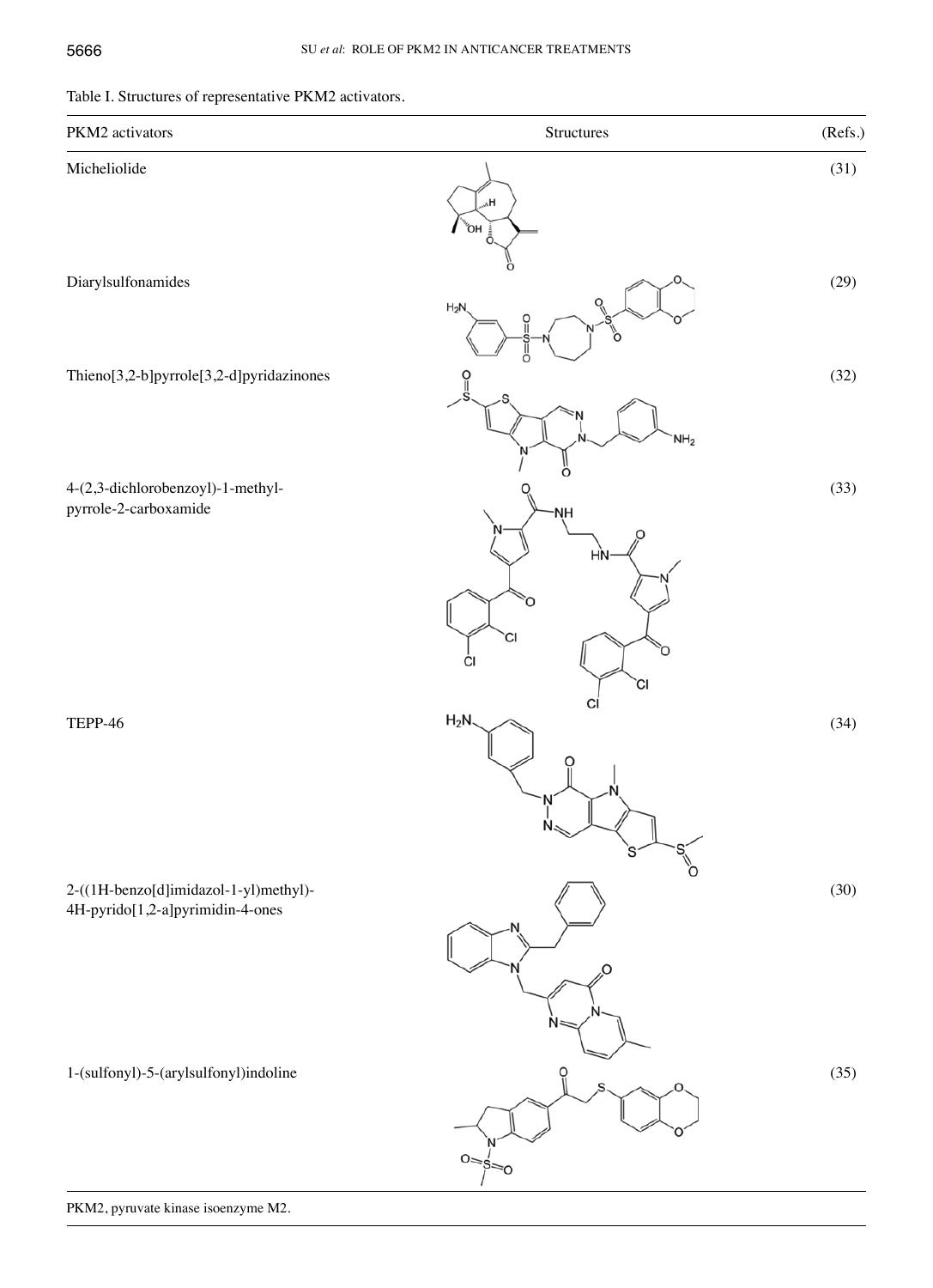Table I. Structures of representative PKM2 activators.

| PKM2 activators | Structures | (Refs.) |
|---|---|---|
| Micheliolide | | (31) |
| Diarylsulfonamides | | (29) |
| Thieno[3,2-b]pyrrole[3,2-d]pyridazinones | | (32) |
| 4-(2,3-dichlorobenzoyl)-1-methyl-pyrrole-2-carboxamide | | (33) |
| TEPP-46 | | (34) |
| 2-((1H-benzo[d]imidazol-1-yl)methyl)-4H-pyrido[1,2-a]pyrimidin-4-ones | | (30) |
| 1-(sulfonyl)-5-(arylsulfonyl)indoline | | (35) |

PKM2, pyruvate kinase isoenzyme M2.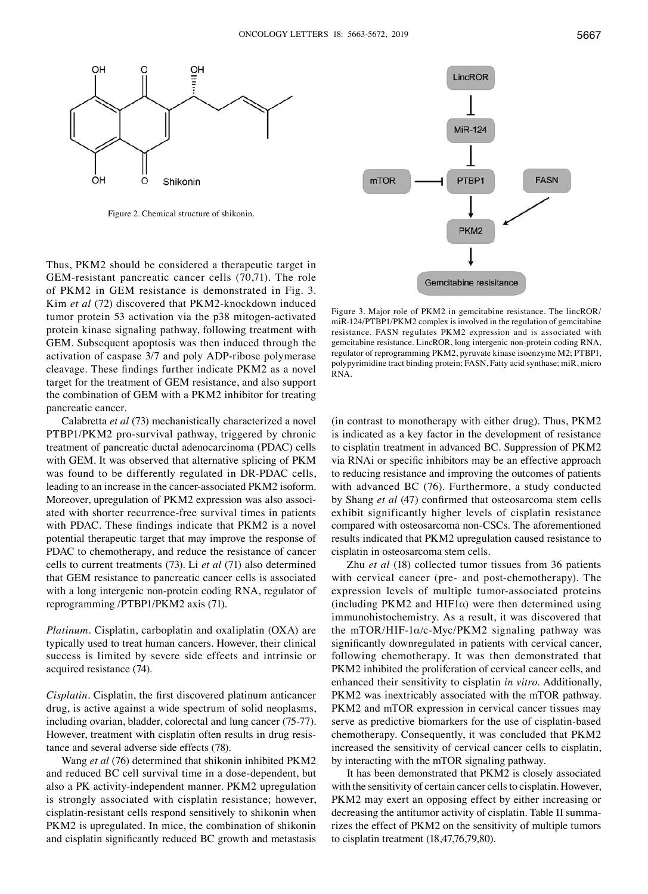Figure 2. Chemical structure of shikonin.

Figure 3. Major role of PKM2 in gemcitabine resistance. The lincROR/miR-124/PTBP1/PKM2 complex is involved in the regulation of gemcitabine resistance. FASN regulates PKM2 expression and is associated with gemcitabine resistance. LincROR, long intergenic non-protein coding RNA, regulator of reprogramming PKM2, pyruvate kinase isoenzyme M2; PTBP1, polypyrimidine tract binding protein; FASN, Fatty acid synthase; miR, micro RNA.

Thus, PKM2 should be considered a therapeutic target in GEM-resistant pancreatic cancer cells (70,71). The role of PKM2 in GEM resistance is demonstrated in Fig. 3. Kim *et al* (72) discovered that PKM2-knockdown induced tumor protein 53 activation via the p38 mitogen-activated protein kinase signaling pathway, following treatment with GEM. Subsequent apoptosis was then induced through the activation of caspase 3/7 and poly ADP-ribose polymerase cleavage. These findings further indicate PKM2 as a novel target for the treatment of GEM resistance, and also support the combination of GEM with a PKM2 inhibitor for treating pancreatic cancer.

Calabretta *et al* (73) mechanistically characterized a novel PTBP1/PKM2 pro-survival pathway, triggered by chronic treatment of pancreatic ductal adenocarcinoma (PDAC) cells with GEM. It was observed that alternative splicing of PKM was found to be differently regulated in DR-PDAC cells, leading to an increase in the cancer-associated PKM2 isoform. Moreover, upregulation of PKM2 expression was also associated with shorter recurrence-free survival times in patients with PDAC. These findings indicate that PKM2 is a novel potential therapeutic target that may improve the response of PDAC to chemotherapy, and reduce the resistance of cancer cells to current treatments (73). Li *et al* (71) also determined that GEM resistance to pancreatic cancer cells is associated with a long intergenic non-protein coding RNA, regulator of reprogramming /PTBP1/PKM2 axis (71).

*Platinum*. Cisplatin, carboplatin and oxaliplatin (OXA) are typically used to treat human cancers. However, their clinical success is limited by severe side effects and intrinsic or acquired resistance (74).

*Cisplatin*. Cisplatin, the first discovered platinum anticancer drug, is active against a wide spectrum of solid neoplasms, including ovarian, bladder, colorectal and lung cancer (75-77). However, treatment with cisplatin often results in drug resistance and several adverse side effects (78).

Wang *et al* (76) determined that shikonin inhibited PKM2 and reduced BC cell survival time in a dose-dependent, but also a PK activity-independent manner. PKM2 upregulation is strongly associated with cisplatin resistance; however, cisplatin-resistant cells respond sensitively to shikonin when PKM2 is upregulated. In mice, the combination of shikonin and cisplatin significantly reduced BC growth and metastasis (in contrast to monotherapy with either drug). Thus, PKM2 is indicated as a key factor in the development of resistance to cisplatin treatment in advanced BC. Suppression of PKM2 via RNAi or specific inhibitors may be an effective approach to reducing resistance and improving the outcomes of patients with advanced BC (76). Furthermore, a study conducted by Shang *et al* (47) confirmed that osteosarcoma stem cells exhibit significantly higher levels of cisplatin resistance compared with osteosarcoma non-CSCs. The aforementioned results indicated that PKM2 upregulation caused resistance to cisplatin in osteosarcoma stem cells.

Zhu *et al* (18) collected tumor tissues from 36 patients with cervical cancer (pre- and post-chemotherapy). The expression levels of multiple tumor-associated proteins (including PKM2 and HIF1$\alpha$) were then determined using immunohistochemistry. As a result, it was discovered that the mTOR/HIF-1$\alpha$/c-Myc/PKM2 signaling pathway was significantly downregulated in patients with cervical cancer, following chemotherapy. It was then demonstrated that PKM2 inhibited the proliferation of cervical cancer cells, and enhanced their sensitivity to cisplatin *in vitro*. Additionally, PKM2 was inextricably associated with the mTOR pathway. PKM2 and mTOR expression in cervical cancer tissues may serve as predictive biomarkers for the use of cisplatin-based chemotherapy. Consequently, it was concluded that PKM2 increased the sensitivity of cervical cancer cells to cisplatin, by interacting with the mTOR signaling pathway.

It has been demonstrated that PKM2 is closely associated with the sensitivity of certain cancer cells to cisplatin. However, PKM2 may exert an opposing effect by either increasing or decreasing the antitumor activity of cisplatin. Table II summarizes the effect of PKM2 on the sensitivity of multiple tumors to cisplatin treatment (18,47,76,79,80).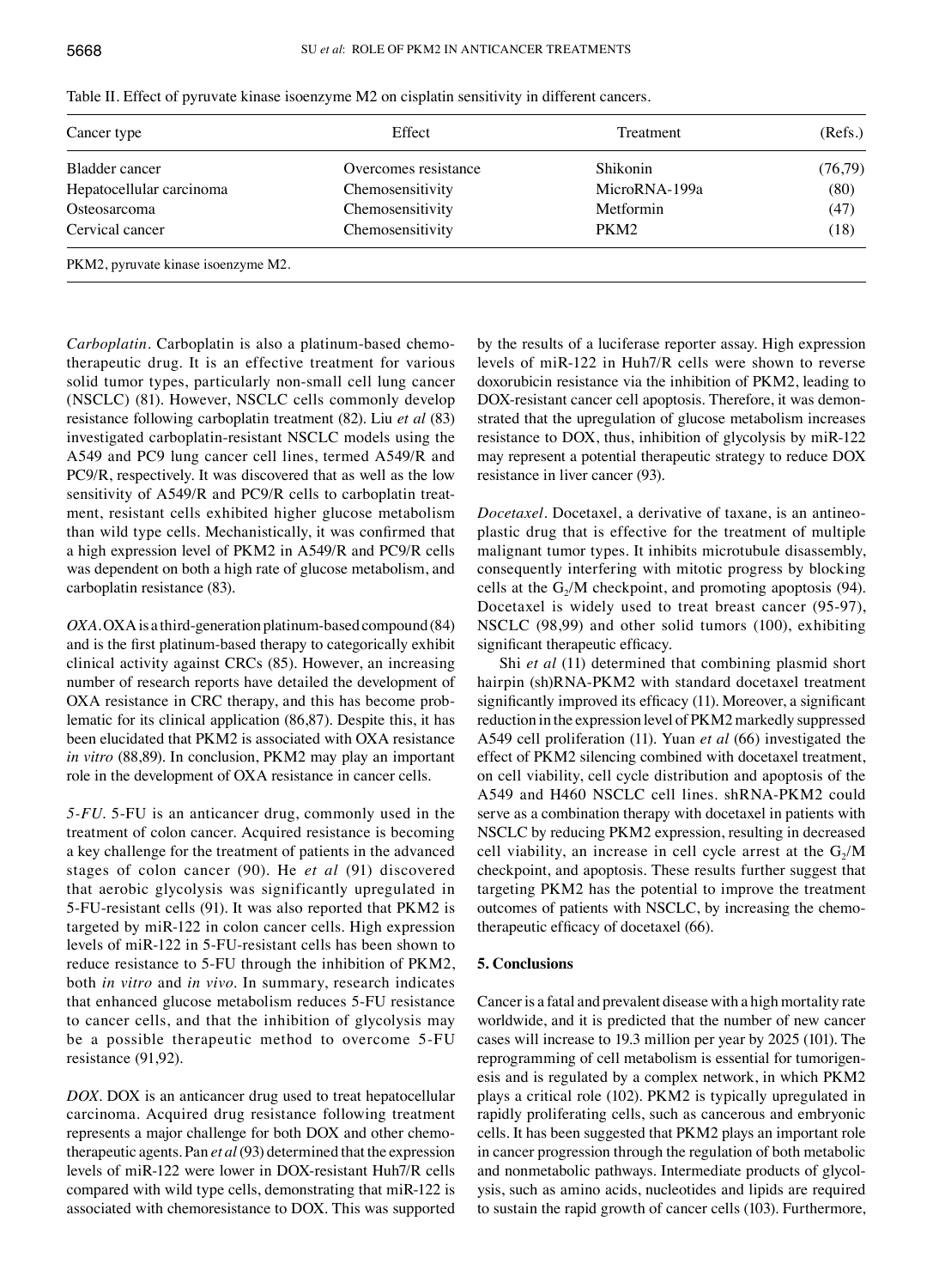Table II. Effect of pyruvate kinase isoenzyme M2 on cisplatin sensitivity in different cancers.

| Cancer type | Effect | Treatment | (Refs.) |
|---|---|---|---|
| Bladder cancer | Overcomes resistance | Shikonin | (76,79) |
| Hepatocellular carcinoma | Chemosensitivity | MicroRNA-199a | (80) |
| Osteosarcoma | Chemosensitivity | Metformin | (47) |
| Cervical cancer | Chemosensitivity | PKM2 | (18) |

PKM2, pyruvate kinase isoenzyme M2.

*Carboplatin*. Carboplatin is also a platinum-based chemotherapeutic drug. It is an effective treatment for various solid tumor types, particularly non-small cell lung cancer (NSCLC) (81). However, NSCLC cells commonly develop resistance following carboplatin treatment (82). Liu *et al* (83) investigated carboplatin-resistant NSCLC models using the A549 and PC9 lung cancer cell lines, termed A549/R and PC9/R, respectively. It was discovered that as well as the low sensitivity of A549/R and PC9/R cells to carboplatin treatment, resistant cells exhibited higher glucose metabolism than wild type cells. Mechanistically, it was confirmed that a high expression level of PKM2 in A549/R and PC9/R cells was dependent on both a high rate of glucose metabolism, and carboplatin resistance (83).

*OXA*. OXA is a third-generation platinum-based compound (84) and is the first platinum-based therapy to categorically exhibit clinical activity against CRCs (85). However, an increasing number of research reports have detailed the development of OXA resistance in CRC therapy, and this has become problematic for its clinical application (86,87). Despite this, it has been elucidated that PKM2 is associated with OXA resistance *in vitro* (88,89). In conclusion, PKM2 may play an important role in the development of OXA resistance in cancer cells.

*5-FU*. 5-FU is an anticancer drug, commonly used in the treatment of colon cancer. Acquired resistance is becoming a key challenge for the treatment of patients in the advanced stages of colon cancer (90). He *et al* (91) discovered that aerobic glycolysis was significantly upregulated in 5-FU-resistant cells (91). It was also reported that PKM2 is targeted by miR-122 in colon cancer cells. High expression levels of miR-122 in 5-FU-resistant cells has been shown to reduce resistance to 5-FU through the inhibition of PKM2, both *in vitro* and *in vivo*. In summary, research indicates that enhanced glucose metabolism reduces 5-FU resistance to cancer cells, and that the inhibition of glycolysis may be a possible therapeutic method to overcome 5-FU resistance (91,92).

*DOX*. DOX is an anticancer drug used to treat hepatocellular carcinoma. Acquired drug resistance following treatment represents a major challenge for both DOX and other chemotherapeutic agents. Pan *et al* (93) determined that the expression levels of miR-122 were lower in DOX-resistant Huh7/R cells compared with wild type cells, demonstrating that miR-122 is associated with chemoresistance to DOX. This was supported by the results of a luciferase reporter assay. High expression levels of miR-122 in Huh7/R cells were shown to reverse doxorubicin resistance via the inhibition of PKM2, leading to DOX-resistant cancer cell apoptosis. Therefore, it was demonstrated that the upregulation of glucose metabolism increases resistance to DOX, thus, inhibition of glycolysis by miR-122 may represent a potential therapeutic strategy to reduce DOX resistance in liver cancer (93).

*Docetaxel*. Docetaxel, a derivative of taxane, is an antineoplastic drug that is effective for the treatment of multiple malignant tumor types. It inhibits microtubule disassembly, consequently interfering with mitotic progress by blocking cells at the $G_2$/M checkpoint, and promoting apoptosis (94). Docetaxel is widely used to treat breast cancer (95-97), NSCLC (98,99) and other solid tumors (100), exhibiting significant therapeutic efficacy.

Shi *et al* (11) determined that combining plasmid short hairpin (sh)RNA-PKM2 with standard docetaxel treatment significantly improved its efficacy (11). Moreover, a significant reduction in the expression level of PKM2 markedly suppressed A549 cell proliferation (11). Yuan *et al* (66) investigated the effect of PKM2 silencing combined with docetaxel treatment, on cell viability, cell cycle distribution and apoptosis of the A549 and H460 NSCLC cell lines. shRNA-PKM2 could serve as a combination therapy with docetaxel in patients with NSCLC by reducing PKM2 expression, resulting in decreased cell viability, an increase in cell cycle arrest at the $G_2$/M checkpoint, and apoptosis. These results further suggest that targeting PKM2 has the potential to improve the treatment outcomes of patients with NSCLC, by increasing the chemotherapeutic efficacy of docetaxel (66).

## 5. Conclusions

Cancer is a fatal and prevalent disease with a high mortality rate worldwide, and it is predicted that the number of new cancer cases will increase to 19.3 million per year by 2025 (101). The reprogramming of cell metabolism is essential for tumorigenesis and is regulated by a complex network, in which PKM2 plays a critical role (102). PKM2 is typically upregulated in rapidly proliferating cells, such as cancerous and embryonic cells. It has been suggested that PKM2 plays an important role in cancer progression through the regulation of both metabolic and nonmetabolic pathways. Intermediate products of glycolysis, such as amino acids, nucleotides and lipids are required to sustain the rapid growth of cancer cells (103). Furthermore,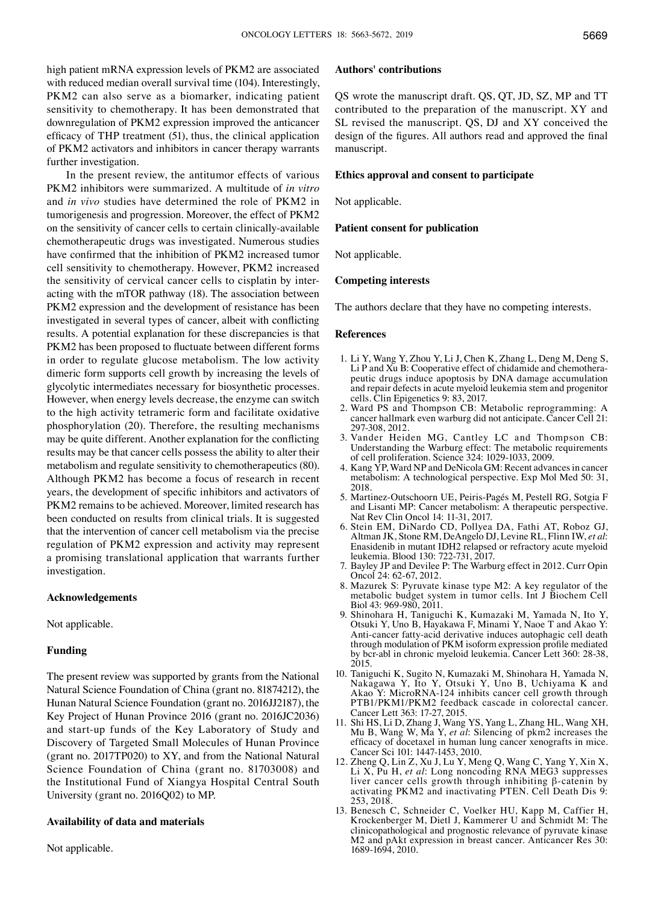high patient mRNA expression levels of PKM2 are associated with reduced median overall survival time (104). Interestingly, PKM2 can also serve as a biomarker, indicating patient sensitivity to chemotherapy. It has been demonstrated that downregulation of PKM2 expression improved the anticancer efficacy of THP treatment (51), thus, the clinical application of PKM2 activators and inhibitors in cancer therapy warrants further investigation.

In the present review, the antitumor effects of various PKM2 inhibitors were summarized. A multitude of *in vitro* and *in vivo* studies have determined the role of PKM2 in tumorigenesis and progression. Moreover, the effect of PKM2 on the sensitivity of cancer cells to certain clinically-available chemotherapeutic drugs was investigated. Numerous studies have confirmed that the inhibition of PKM2 increased tumor cell sensitivity to chemotherapy. However, PKM2 increased the sensitivity of cervical cancer cells to cisplatin by interacting with the mTOR pathway (18). The association between PKM2 expression and the development of resistance has been investigated in several types of cancer, albeit with conflicting results. A potential explanation for these discrepancies is that PKM2 has been proposed to fluctuate between different forms in order to regulate glucose metabolism. The low activity dimeric form supports cell growth by increasing the levels of glycolytic intermediates necessary for biosynthetic processes. However, when energy levels decrease, the enzyme can switch to the high activity tetrameric form and facilitate oxidative phosphorylation (20). Therefore, the resulting mechanisms may be quite different. Another explanation for the conflicting results may be that cancer cells possess the ability to alter their metabolism and regulate sensitivity to chemotherapeutics (80). Although PKM2 has become a focus of research in recent years, the development of specific inhibitors and activators of PKM2 remains to be achieved. Moreover, limited research has been conducted on results from clinical trials. It is suggested that the intervention of cancer cell metabolism via the precise regulation of PKM2 expression and activity may represent a promising translational application that warrants further investigation.

## Acknowledgements

Not applicable.

## Funding

The present review was supported by grants from the National Natural Science Foundation of China (grant no. 81874212), the Hunan Natural Science Foundation (grant no. 2016JJ2187), the Key Project of Hunan Province 2016 (grant no. 2016JC2036) and start-up funds of the Key Laboratory of Study and Discovery of Targeted Small Molecules of Hunan Province (grant no. 2017TP020) to XY, and from the National Natural Science Foundation of China (grant no. 81703008) and the Institutional Fund of Xiangya Hospital Central South University (grant no. 2016Q02) to MP.

## Availability of data and materials

Not applicable.

## Authors' contributions

QS wrote the manuscript draft. QS, QT, JD, SZ, MP and TT contributed to the preparation of the manuscript. XY and SL revised the manuscript. QS, DJ and XY conceived the design of the figures. All authors read and approved the final manuscript.

## Ethics approval and consent to participate

Not applicable.

## Patient consent for publication

Not applicable.

## Competing interests

The authors declare that they have no competing interests.

## References

1. Li Y, Wang Y, Zhou Y, Li J, Chen K, Zhang L, Deng M, Deng S, Li P and Xu B: Cooperative effect of chidamide and chemotherapeutic drugs induce apoptosis by DNA damage accumulation and repair defects in acute myeloid leukemia stem and progenitor cells. Clin Epigenetics 9: 83, 2017.
2. Ward PS and Thompson CB: Metabolic reprogramming: A cancer hallmark even warburg did not anticipate. Cancer Cell 21: 297-308, 2012.
3. Vander Heiden MG, Cantley LC and Thompson CB: Understanding the Warburg effect: The metabolic requirements of cell proliferation. Science 324: 1029-1033, 2009.
4. Kang YP, Ward NP and DeNicola GM: Recent advances in cancer metabolism: A technological perspective. Exp Mol Med 50: 31, 2018.
5. Martinez-Outschoorn UE, Peiris-Pagés M, Pestell RG, Sotgia F and Lisanti MP: Cancer metabolism: A therapeutic perspective. Nat Rev Clin Oncol 14: 11-31, 2017.
6. Stein EM, DiNardo CD, Pollyea DA, Fathi AT, Roboz GJ, Altman JK, Stone RM, DeAngelo DJ, Levine RL, Flinn IW, *et al*: Enasidenib in mutant IDH2 relapsed or refractory acute myeloid leukemia. Blood 130: 722-731, 2017.
7. Bayley JP and Devilee P: The Warburg effect in 2012. Curr Opin Oncol 24: 62-67, 2012.
8. Mazurek S: Pyruvate kinase type M2: A key regulator of the metabolic budget system in tumor cells. Int J Biochem Cell Biol 43: 969-980, 2011.
9. Shinohara H, Taniguchi K, Kumazaki M, Yamada N, Ito Y, Otsuki Y, Uno B, Hayakawa F, Minami Y, Naoe T and Akao Y: Anti-cancer fatty-acid derivative induces autophagic cell death through modulation of PKM isoform expression profile mediated by bcr-abl in chronic myeloid leukemia. Cancer Lett 360: 28-38, 2015.
10. Taniguchi K, Sugito N, Kumazaki M, Shinohara H, Yamada N, Nakagawa Y, Ito Y, Otsuki Y, Uno B, Uchiyama K and Akao Y: MicroRNA-124 inhibits cancer cell growth through PTB1/PKM1/PKM2 feedback cascade in colorectal cancer. Cancer Lett 363: 17-27, 2015.
11. Shi HS, Li D, Zhang J, Wang YS, Yang L, Zhang HL, Wang XH, Mu B, Wang W, Ma Y, *et al*: Silencing of pkm2 increases the efficacy of docetaxel in human lung cancer xenografts in mice. Cancer Sci 101: 1447-1453, 2010.
12. Zheng Q, Lin Z, Xu J, Lu Y, Meng Q, Wang C, Yang Y, Xin X, Li X, Pu H, *et al*: Long noncoding RNA MEG3 suppresses liver cancer cells growth through inhibiting β-catenin by activating PKM2 and inactivating PTEN. Cell Death Dis 9: 253, 2018.
13. Benesch C, Schneider C, Voelker HU, Kapp M, Caffier H, Krockenberger M, Dietl J, Kammerer U and Schmidt M: The clinicopathological and prognostic relevance of pyruvate kinase M2 and pAkt expression in breast cancer. Anticancer Res 30: 1689-1694, 2010.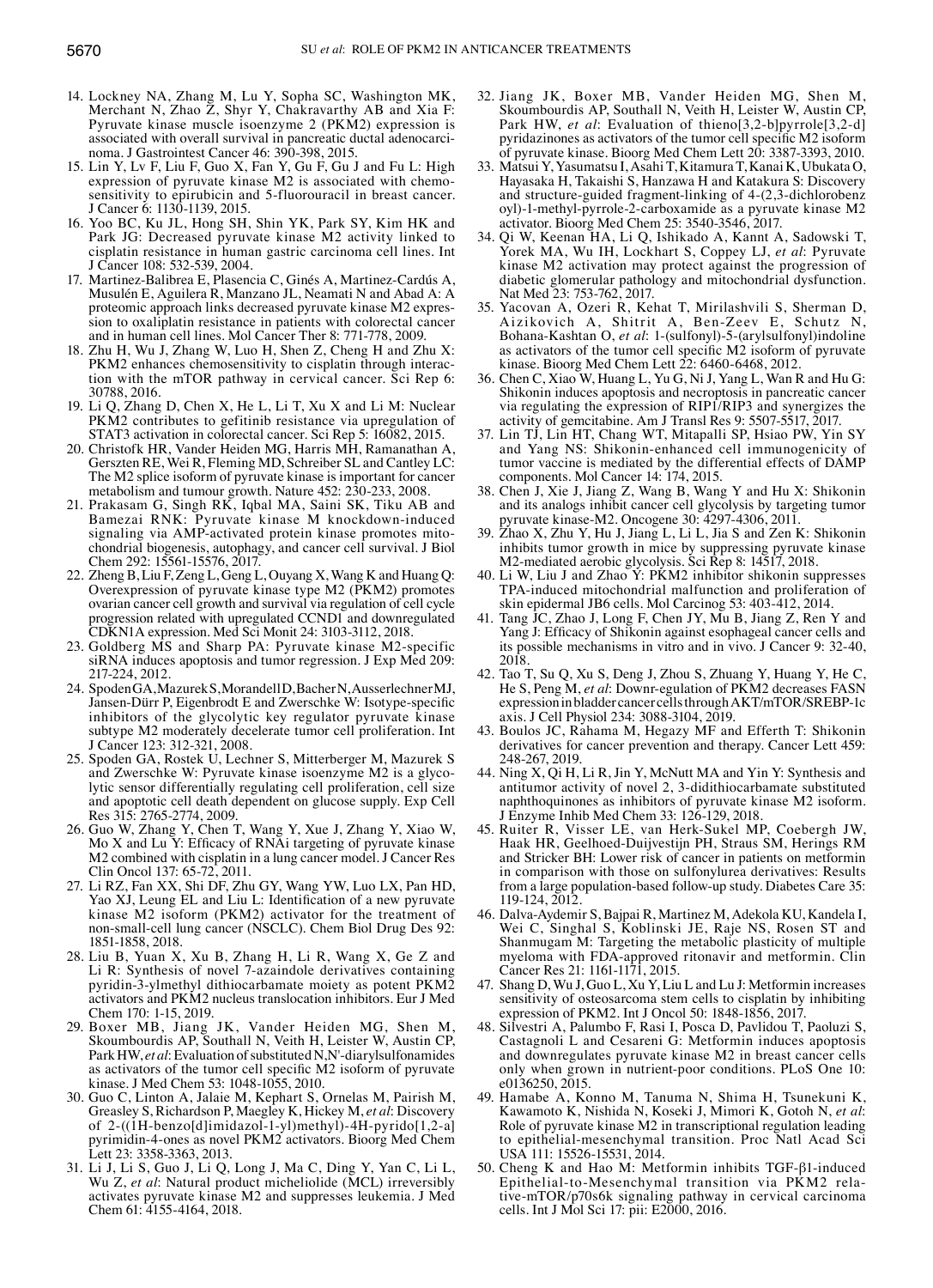14. Lockney NA, Zhang M, Lu Y, Sopha SC, Washington MK, Merchant N, Zhao Z, Shyr Y, Chakravarthy AB and Xia F: Pyruvate kinase muscle isoenzyme 2 (PKM2) expression is associated with overall survival in pancreatic ductal adenocarcinoma. J Gastrointest Cancer 46: 390-398, 2015.
15. Lin Y, Lv F, Liu F, Guo X, Fan Y, Gu F, Gu J and Fu L: High expression of pyruvate kinase M2 is associated with chemosensitivity to epirubicin and 5-fluorouracil in breast cancer. J Cancer 6: 1130-1139, 2015.
16. Yoo BC, Ku JL, Hong SH, Shin YK, Park SY, Kim HK and Park JG: Decreased pyruvate kinase M2 activity linked to cisplatin resistance in human gastric carcinoma cell lines. Int J Cancer 108: 532-539, 2004.
17. Martinez-Balibrea E, Plasencia C, Ginés A, Martinez-Cardús A, Musulén E, Aguilera R, Manzano JL, Neamati N and Abad A: A proteomic approach links decreased pyruvate kinase M2 expression to oxaliplatin resistance in patients with colorectal cancer and in human cell lines. Mol Cancer Ther 8: 771-778, 2009.
18. Zhu H, Wu J, Zhang W, Luo H, Shen Z, Cheng H and Zhu X: PKM2 enhances chemosensitivity to cisplatin through interaction with the mTOR pathway in cervical cancer. Sci Rep 6: 30788, 2016.
19. Li Q, Zhang D, Chen X, He L, Li T, Xu X and Li M: Nuclear PKM2 contributes to gefitinib resistance via upregulation of STAT3 activation in colorectal cancer. Sci Rep 5: 16082, 2015.
20. Christofk HR, Vander Heiden MG, Harris MH, Ramanathan A, Gerszten RE, Wei R, Fleming MD, Schreiber SL and Cantley LC: The M2 splice isoform of pyruvate kinase is important for cancer metabolism and tumour growth. Nature 452: 230-233, 2008.
21. Prakasam G, Singh RK, Iqbal MA, Saini SK, Tiku AB and Bamezai RNK: Pyruvate kinase M knockdown-induced signaling via AMP-activated protein kinase promotes mitochondrial biogenesis, autophagy, and cancer cell survival. J Biol Chem 292: 15561-15576, 2017.
22. Zheng B, Liu F, Zeng L, Geng L, Ouyang X, Wang K and Huang Q: Overexpression of pyruvate kinase type M2 (PKM2) promotes ovarian cancer cell growth and survival via regulation of cell cycle progression related with upregulated CCND1 and downregulated CDKN1A expression. Med Sci Monit 24: 3103-3112, 2018.
23. Goldberg MS and Sharp PA: Pyruvate kinase M2-specific siRNA induces apoptosis and tumor regression. J Exp Med 209: 217-224, 2012.
24. Spoden GA, Mazurek S, Morandell D, Bacher N, Ausserlechner MJ, Jansen-Dürr P, Eigenbrodt E and Zwerschke W: Isotype-specific inhibitors of the glycolytic key regulator pyruvate kinase subtype M2 moderately decelerate tumor cell proliferation. Int J Cancer 123: 312-321, 2008.
25. Spoden GA, Rostek U, Lechner S, Mitterberger M, Mazurek S and Zwerschke W: Pyruvate kinase isoenzyme M2 is a glycolytic sensor differentially regulating cell proliferation, cell size and apoptotic cell death dependent on glucose supply. Exp Cell Res 315: 2765-2774, 2009.
26. Guo W, Zhang Y, Chen T, Wang Y, Xue J, Zhang Y, Xiao W, Mo X and Lu Y: Efficacy of RNAi targeting of pyruvate kinase M2 combined with cisplatin in a lung cancer model. J Cancer Res Clin Oncol 137: 65-72, 2011.
27. Li RZ, Fan XX, Shi DF, Zhu GY, Wang YW, Luo LX, Pan HD, Yao XJ, Leung EL and Liu L: Identification of a new pyruvate kinase M2 isoform (PKM2) activator for the treatment of non-small-cell lung cancer (NSCLC). Chem Biol Drug Des 92: 1851-1858, 2018.
28. Liu B, Yuan X, Xu B, Zhang H, Li R, Wang X, Ge Z and Li R: Synthesis of novel 7-azaindole derivatives containing pyridin-3-ylmethyl dithiocarbamate moiety as potent PKM2 activators and PKM2 nucleus translocation inhibitors. Eur J Med Chem 170: 1-15, 2019.
29. Boxer MB, Jiang JK, Vander Heiden MG, Shen M, Skoumbourdis AP, Southall N, Veith H, Leister W, Austin CP, Park HW, *et al*: Evaluation of substituted N,N'-diarylsulfonamides as activators of the tumor cell specific M2 isoform of pyruvate kinase. J Med Chem 53: 1048-1055, 2010.
30. Guo C, Linton A, Jalaie M, Kephart S, Ornelas M, Pairish M, Greasley S, Richardson P, Maegley K, Hickey M, *et al*: Discovery of 2-((1H-benzo[d]imidazol-1-yl)methyl)-4H-pyrido[1,2-a]pyrimidin-4-ones as novel PKM2 activators. Bioorg Med Chem Lett 23: 3358-3363, 2013.
31. Li J, Li S, Guo J, Li Q, Long J, Ma C, Ding Y, Yan C, Li L, Wu Z, *et al*: Natural product micheliolide (MCL) irreversibly activates pyruvate kinase M2 and suppresses leukemia. J Med Chem 61: 4155-4164, 2018.
32. Jiang JK, Boxer MB, Vander Heiden MG, Shen M, Skoumbourdis AP, Southall N, Veith H, Leister W, Austin CP, Park HW, *et al*: Evaluation of thieno[3,2-b]pyrrole[3,2-d]pyridazinones as activators of the tumor cell specific M2 isoform of pyruvate kinase. Bioorg Med Chem Lett 20: 3387-3393, 2010.
33. Matsui Y, Yasumatsu I, Asahi T, Kitamura T, Kanai K, Ubukata O, Hayasaka H, Takaishi S, Hanzawa H and Katakura S: Discovery and structure-guided fragment-linking of 4-(2,3-dichlorobenzoyl)-1-methyl-pyrrole-2-carboxamide as a pyruvate kinase M2 activator. Bioorg Med Chem 25: 3540-3546, 2017.
34. Qi W, Keenan HA, Li Q, Ishikado A, Kannt A, Sadowski T, Yorek MA, Wu IH, Lockhart S, Coppey LJ, *et al*: Pyruvate kinase M2 activation may protect against the progression of diabetic glomerular pathology and mitochondrial dysfunction. Nat Med 23: 753-762, 2017.
35. Yacovan A, Ozeri R, Kehat T, Mirilashvili S, Sherman D, Aizikovich A, Shitrit A, Ben-Zeev E, Schutz N, Bohana-Kashtan O, *et al*: 1-(sulfonyl)-5-(arylsulfonyl)indoline as activators of the tumor cell specific M2 isoform of pyruvate kinase. Bioorg Med Chem Lett 22: 6460-6468, 2012.
36. Chen C, Xiao W, Huang L, Yu G, Ni J, Yang L, Wan R and Hu G: Shikonin induces apoptosis and necroptosis in pancreatic cancer via regulating the expression of RIP1/RIP3 and synergizes the activity of gemcitabine. Am J Transl Res 9: 5507-5517, 2017.
37. Lin TJ, Lin HT, Chang WT, Mitapalli SP, Hsiao PW, Yin SY and Yang NS: Shikonin-enhanced cell immunogenicity of tumor vaccine is mediated by the differential effects of DAMP components. Mol Cancer 14: 174, 2015.
38. Chen J, Xie J, Jiang Z, Wang B, Wang Y and Hu X: Shikonin and its analogs inhibit cancer cell glycolysis by targeting tumor pyruvate kinase-M2. Oncogene 30: 4297-4306, 2011.
39. Zhao X, Zhu Y, Hu J, Jiang L, Li L, Jia S and Zen K: Shikonin inhibits tumor growth in mice by suppressing pyruvate kinase M2-mediated aerobic glycolysis. Sci Rep 8: 14517, 2018.
40. Li W, Liu J and Zhao Y: PKM2 inhibitor shikonin suppresses TPA-induced mitochondrial malfunction and proliferation of skin epidermal JB6 cells. Mol Carcinog 53: 403-412, 2014.
41. Tang JC, Zhao J, Long F, Chen JY, Mu B, Jiang Z, Ren Y and Yang J: Efficacy of Shikonin against esophageal cancer cells and its possible mechanisms in vitro and in vivo. J Cancer 9: 32-40, 2018.
42. Tao T, Su Q, Xu S, Deng J, Zhou S, Zhuang Y, Huang Y, He C, He S, Peng M, *et al*: Downr-egulation of PKM2 decreases FASN expression in bladder cancer cells through AKT/mTOR/SREBP-1c axis. J Cell Physiol 234: 3088-3104, 2019.
43. Boulos JC, Rahama M, Hegazy MF and Efferth T: Shikonin derivatives for cancer prevention and therapy. Cancer Lett 459: 248-267, 2019.
44. Ning X, Qi H, Li R, Jin Y, McNutt MA and Yin Y: Synthesis and antitumor activity of novel 2, 3-didithiocarbamate substituted naphthoquinones as inhibitors of pyruvate kinase M2 isoform. J Enzyme Inhib Med Chem 33: 126-129, 2018.
45. Ruiter R, Visser LE, van Herk-Sukel MP, Coebergh JW, Haak HR, Geelhoed-Duijvestijn PH, Straus SM, Herings RM and Stricker BH: Lower risk of cancer in patients on metformin in comparison with those on sulfonylurea derivatives: Results from a large population-based follow-up study. Diabetes Care 35: 119-124, 2012.
46. Dalva-Aydemir S, Bajpai R, Martinez M, Adekola KU, Kandela I, Wei C, Singhal S, Koblinski JE, Raje NS, Rosen ST and Shanmugam M: Targeting the metabolic plasticity of multiple myeloma with FDA-approved ritonavir and metformin. Clin Cancer Res 21: 1161-1171, 2015.
47. Shang D, Wu J, Guo L, Xu Y, Liu L and Lu J: Metformin increases sensitivity of osteosarcoma stem cells to cisplatin by inhibiting expression of PKM2. Int J Oncol 50: 1848-1856, 2017.
48. Silvestri A, Palumbo F, Rasi I, Posca D, Pavlidou T, Paoluzi S, Castagnoli L and Cesareni G: Metformin induces apoptosis and downregulates pyruvate kinase M2 in breast cancer cells only when grown in nutrient-poor conditions. PLoS One 10: e0136250, 2015.
49. Hamabe A, Konno M, Tanuma N, Shima H, Tsunekuni K, Kawamoto K, Nishida N, Koseki J, Mimori K, Gotoh N, *et al*: Role of pyruvate kinase M2 in transcriptional regulation leading to epithelial-mesenchymal transition. Proc Natl Acad Sci USA 111: 15526-15531, 2014.
50. Cheng K and Hao M: Metformin inhibits TGF-β1-induced Epithelial-to-Mesenchymal transition via PKM2 relative-mTOR/p70s6k signaling pathway in cervical carcinoma cells. Int J Mol Sci 17: pii: E2000, 2016.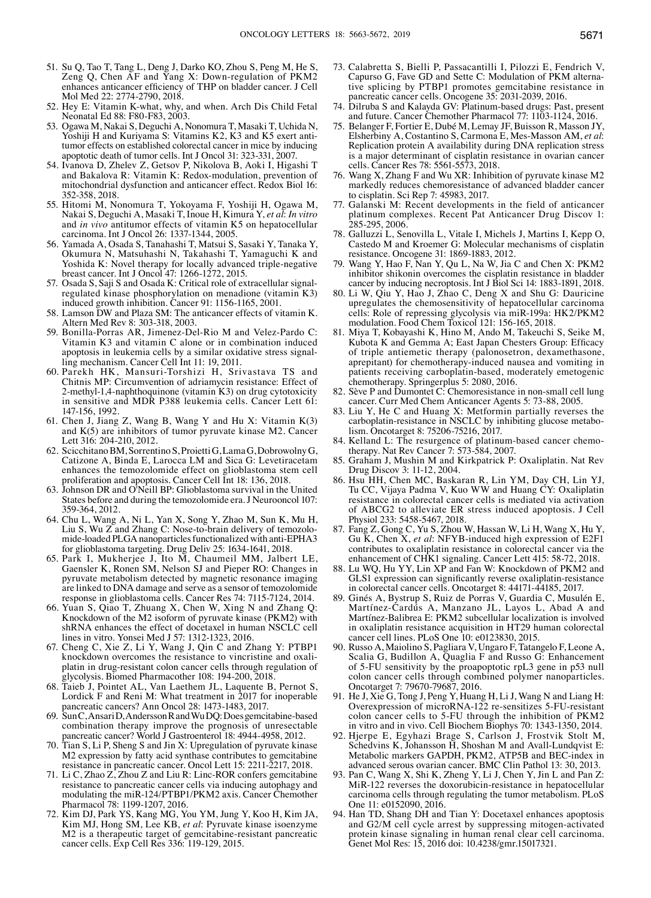51. Su Q, Tao T, Tang L, Deng J, Darko KO, Zhou S, Peng M, He S, Zeng Q, Chen AF and Yang X: Down-regulation of PKM2 enhances anticancer efficiency of THP on bladder cancer. J Cell Mol Med 22: 2774-2790, 2018.
52. Hey E: Vitamin K-what, why, and when. Arch Dis Child Fetal Neonatal Ed 88: F80-F83, 2003.
53. Ogawa M, Nakai S, Deguchi A, Nonomura T, Masaki T, Uchida N, Yoshiji H and Kuriyama S: Vitamins K2, K3 and K5 exert antitumor effects on established colorectal cancer in mice by inducing apoptotic death of tumor cells. Int J Oncol 31: 323-331, 2007.
54. Ivanova D, Zhelev Z, Getsov P, Nikolova B, Aoki I, Higashi T and Bakalova R: Vitamin K: Redox-modulation, prevention of mitochondrial dysfunction and anticancer effect. Redox Biol 16: 352-358, 2018.
55. Hitomi M, Nonomura T, Yokoyama F, Yoshiji H, Ogawa M, Nakai S, Deguchi A, Masaki T, Inoue H, Kimura Y, *et al*: *In vitro* and *in vivo* antitumor effects of vitamin K5 on hepatocellular carcinoma. Int J Oncol 26: 1337-1344, 2005.
56. Yamada A, Osada S, Tanahashi T, Matsui S, Sasaki Y, Tanaka Y, Okumura N, Matsuhashi N, Takahashi T, Yamaguchi K and Yoshida K: Novel therapy for locally advanced triple-negative breast cancer. Int J Oncol 47: 1266-1272, 2015.
57. Osada S, Saji S and Osada K: Critical role of extracellular signal-regulated kinase phosphorylation on menadione (vitamin K3) induced growth inhibition. Cancer 91: 1156-1165, 2001.
58. Lamson DW and Plaza SM: The anticancer effects of vitamin K. Altern Med Rev 8: 303-318, 2003.
59. Bonilla-Porras AR, Jimenez-Del-Rio M and Velez-Pardo C: Vitamin K3 and vitamin C alone or in combination induced apoptosis in leukemia cells by a similar oxidative stress signalling mechanism. Cancer Cell Int 11: 19, 2011.
60. Parekh HK, Mansuri-Torshizi H, Srivastava TS and Chitnis MP: Circumvention of adriamycin resistance: Effect of 2-methyl-1,4-naphthoquinone (vitamin K3) on drug cytotoxicity in sensitive and MDR P388 leukemia cells. Cancer Lett 61: 147-156, 1992.
61. Chen J, Jiang Z, Wang B, Wang Y and Hu X: Vitamin K(3) and K(5) are inhibitors of tumor pyruvate kinase M2. Cancer Lett 316: 204-210, 2012.
62. Scicchitano BM, Sorrentino S, Proietti G, Lama G, Dobrowolny G, Catizone A, Binda E, Larocca LM and Sica G: Levetiracetam enhances the temozolomide effect on glioblastoma stem cell proliferation and apoptosis. Cancer Cell Int 18: 136, 2018.
63. Johnson DR and O'Neill BP: Glioblastoma survival in the United States before and during the temozolomide era. J Neurooncol 107: 359-364, 2012.
64. Chu L, Wang A, Ni L, Yan X, Song Y, Zhao M, Sun K, Mu H, Liu S, Wu Z and Zhang C: Nose-to-brain delivery of temozolomide-loaded PLGA nanoparticles functionalized with anti-EPHA3 for glioblastoma targeting. Drug Deliv 25: 1634-1641, 2018.
65. Park I, Mukherjee J, Ito M, Chaumeil MM, Jalbert LE, Gaensler K, Ronen SM, Nelson SJ and Pieper RO: Changes in pyruvate metabolism detected by magnetic resonance imaging are linked to DNA damage and serve as a sensor of temozolomide response in glioblastoma cells. Cancer Res 74: 7115-7124, 2014.
66. Yuan S, Qiao T, Zhuang X, Chen W, Xing N and Zhang Q: Knockdown of the M2 isoform of pyruvate kinase (PKM2) with shRNA enhances the effect of docetaxel in human NSCLC cell lines in vitro. Yonsei Med J 57: 1312-1323, 2016.
67. Cheng C, Xie Z, Li Y, Wang J, Qin C and Zhang Y: PTBP1 knockdown overcomes the resistance to vincristine and oxaliplatin in drug-resistant colon cancer cells through regulation of glycolysis. Biomed Pharmacother 108: 194-200, 2018.
68. Taieb J, Pointet AL, Van Laethem JL, Laquente B, Pernot S, Lordick F and Reni M: What treatment in 2017 for inoperable pancreatic cancers? Ann Oncol 28: 1473-1483, 2017.
69. Sun C, Ansari D, Andersson R and Wu DQ: Does gemcitabine-based combination therapy improve the prognosis of unresectable pancreatic cancer? World J Gastroenterol 18: 4944-4958, 2012.
70. Tian S, Li P, Sheng S and Jin X: Upregulation of pyruvate kinase M2 expression by fatty acid synthase contributes to gemcitabine resistance in pancreatic cancer. Oncol Lett 15: 2211-2217, 2018.
71. Li C, Zhao Z, Zhou Z and Liu R: Linc-ROR confers gemcitabine resistance to pancreatic cancer cells via inducing autophagy and modulating the miR-124/PTBP1/PKM2 axis. Cancer Chemother Pharmacol 78: 1199-1207, 2016.
72. Kim DJ, Park YS, Kang MG, You YM, Jung Y, Koo H, Kim JA, Kim MJ, Hong SM, Lee KB, *et al*: Pyruvate kinase isoenzyme M2 is a therapeutic target of gemcitabine-resistant pancreatic cancer cells. Exp Cell Res 336: 119-129, 2015.
73. Calabretta S, Bielli P, Passacantilli I, Pilozzi E, Fendrich V, Capurso G, Fave GD and Sette C: Modulation of PKM alternative splicing by PTBP1 promotes gemcitabine resistance in pancreatic cancer cells. Oncogene 35: 2031-2039, 2016.
74. Dilruba S and Kalayda GV: Platinum-based drugs: Past, present and future. Cancer Chemother Pharmacol 77: 1103-1124, 2016.
75. Belanger F, Fortier E, Dubé M, Lemay JF, Buisson R, Masson JY, Elsherbiny A, Costantino S, Carmona E, Mes-Masson AM, *et al*: Replication protein A availability during DNA replication stress is a major determinant of cisplatin resistance in ovarian cancer cells. Cancer Res 78: 5561-5573, 2018.
76. Wang X, Zhang F and Wu XR: Inhibition of pyruvate kinase M2 markedly reduces chemoresistance of advanced bladder cancer to cisplatin. Sci Rep 7: 45983, 2017.
77. Galanski M: Recent developments in the field of anticancer platinum complexes. Recent Pat Anticancer Drug Discov 1: 285-295, 2006.
78. Galluzzi L, Senovilla L, Vitale I, Michels J, Martins I, Kepp O, Castedo M and Kroemer G: Molecular mechanisms of cisplatin resistance. Oncogene 31: 1869-1883, 2012.
79. Wang Y, Hao F, Nan Y, Qu L, Na W, Jia C and Chen X: PKM2 inhibitor shikonin overcomes the cisplatin resistance in bladder cancer by inducing necroptosis. Int J Biol Sci 14: 1883-1891, 2018.
80. Li W, Qiu Y, Hao J, Zhao C, Deng X and Shu G: Dauricine upregulates the chemosensitivity of hepatocellular carcinoma cells: Role of repressing glycolysis via miR-199a: HK2/PKM2 modulation. Food Chem Toxicol 121: 156-165, 2018.
81. Miya T, Kobayashi K, Hino M, Ando M, Takeuchi S, Seike M, Kubota K and Gemma A; East Japan Chesters Group: Efficacy of triple antiemetic therapy (palonosetron, dexamethasone, aprepitant) for chemotherapy-induced nausea and vomiting in patients receiving carboplatin-based, moderately emetogenic chemotherapy. Springerplus 5: 2080, 2016.
82. Sève P and Dumontet C: Chemoresistance in non-small cell lung cancer. Curr Med Chem Anticancer Agents 5: 73-88, 2005.
83. Liu Y, He C and Huang X: Metformin partially reverses the carboplatin-resistance in NSCLC by inhibiting glucose metabolism. Oncotarget 8: 75206-75216, 2017.
84. Kelland L: The resurgence of platinum-based cancer chemotherapy. Nat Rev Cancer 7: 573-584, 2007.
85. Graham J, Mushin M and Kirkpatrick P: Oxaliplatin. Nat Rev Drug Discov 3: 11-12, 2004.
86. Hsu HH, Chen MC, Baskaran R, Lin YM, Day CH, Lin YJ, Tu CC, Vijaya Padma V, Kuo WW and Huang CY: Oxaliplatin resistance in colorectal cancer cells is mediated via activation of ABCG2 to alleviate ER stress induced apoptosis. J Cell Physiol 233: 5458-5467, 2018.
87. Fang Z, Gong C, Yu S, Zhou W, Hassan W, Li H, Wang X, Hu Y, Gu K, Chen X, *et al*: NFYB-induced high expression of E2F1 contributes to oxaliplatin resistance in colorectal cancer via the enhancement of CHK1 signaling. Cancer Lett 415: 58-72, 2018.
88. Lu WQ, Hu YY, Lin XP and Fan W: Knockdown of PKM2 and GLS1 expression can significantly reverse oxaliplatin-resistance in colorectal cancer cells. Oncotarget 8: 44171-44185, 2017.
89. Ginés A, Bystrup S, Ruiz de Porras V, Guardia C, Musulén E, Martínez-Cardús A, Manzano JL, Layos L, Abad A and Martínez-Balibrea E: PKM2 subcellular localization is involved in oxaliplatin resistance acquisition in HT29 human colorectal cancer cell lines. PLoS One 10: e0123830, 2015.
90. Russo A, Maiolino S, Pagliara V, Ungaro F, Tatangelo F, Leone A, Scalia G, Budillon A, Quaglia F and Russo G: Enhancement of 5-FU sensitivity by the proapoptotic rpL3 gene in p53 null colon cancer cells through combined polymer nanoparticles. Oncotarget 7: 79670-79687, 2016.
91. He J, Xie G, Tong J, Peng Y, Huang H, Li J, Wang N and Liang H: Overexpression of microRNA-122 re-sensitizes 5-FU-resistant colon cancer cells to 5-FU through the inhibition of PKM2 in vitro and in vivo. Cell Biochem Biophys 70: 1343-1350, 2014.
92. Hjerpe E, Egyhazi Brage S, Carlson J, Frostvik Stolt M, Schedvins K, Johansson H, Shoshan M and Avall-Lundqvist E: Metabolic markers GAPDH, PKM2, ATP5B and BEC-index in advanced serous ovarian cancer. BMC Clin Pathol 13: 30, 2013.
93. Pan C, Wang X, Shi K, Zheng Y, Li J, Chen Y, Jin L and Pan Z: MiR-122 reverses the doxorubicin-resistance in hepatocellular carcinoma cells through regulating the tumor metabolism. PLoS One 11: e0152090, 2016.
94. Han TD, Shang DH and Tian Y: Docetaxel enhances apoptosis and G2/M cell cycle arrest by suppressing mitogen-activated protein kinase signaling in human renal clear cell carcinoma. Genet Mol Res: 15, 2016 doi: 10.4238/gmr.15017321.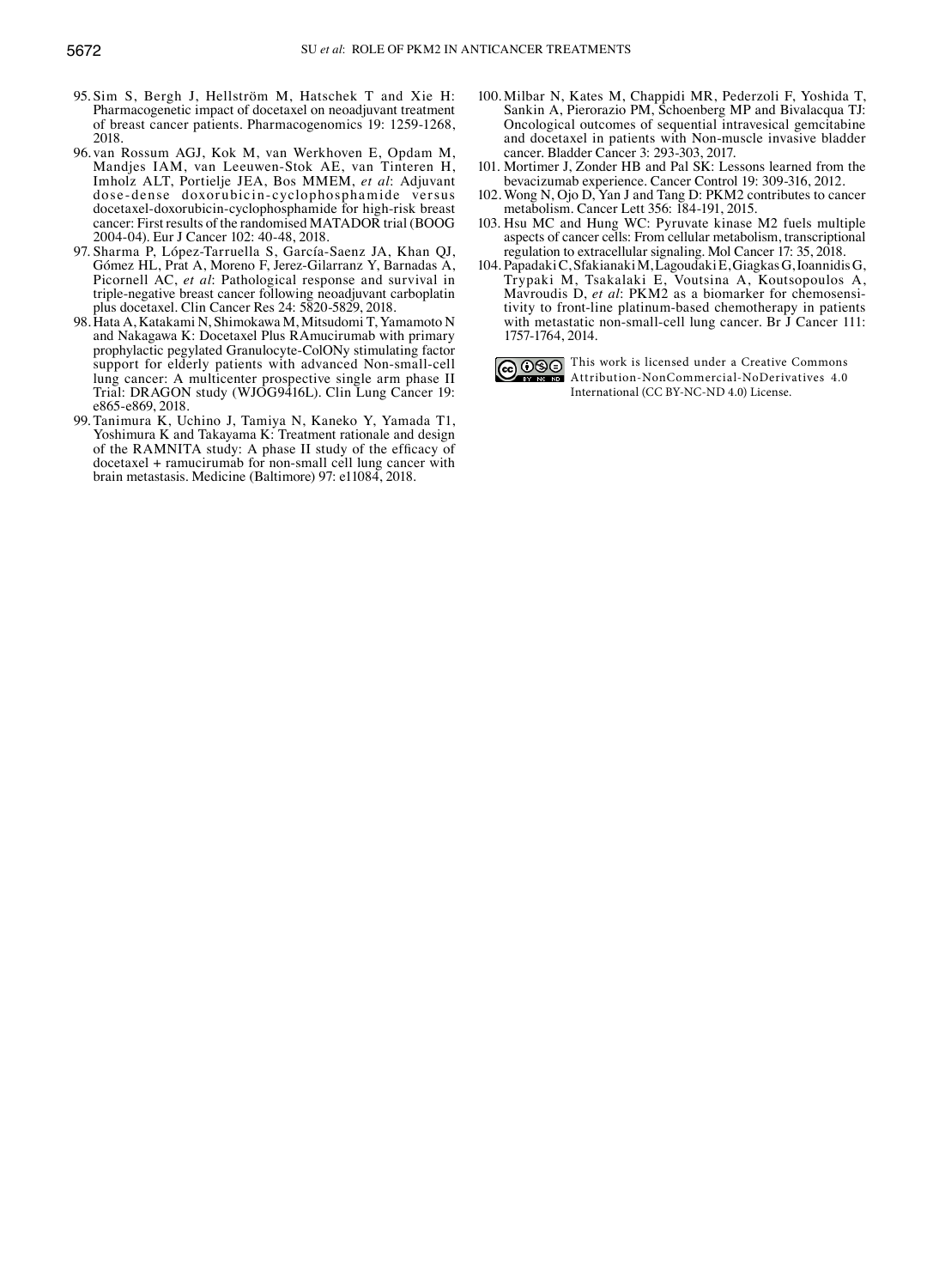95. Sim S, Bergh J, Hellström M, Hatschek T and Xie H: Pharmacogenetic impact of docetaxel on neoadjuvant treatment of breast cancer patients. Pharmacogenomics 19: 1259-1268, 2018.
96. van Rossum AGJ, Kok M, van Werkhoven E, Opdam M, Mandjes IAM, van Leeuwen-Stok AE, van Tinteren H, Imholz ALT, Portielje JEA, Bos MMEM, *et al*: Adjuvant dose-dense doxorubicin-cyclophosphamide versus docetaxel-doxorubicin-cyclophosphamide for high-risk breast cancer: First results of the randomised MATADOR trial (BOOG 2004-04). Eur J Cancer 102: 40-48, 2018.
97. Sharma P, López-Tarruella S, García-Saenz JA, Khan QJ, Gómez HL, Prat A, Moreno F, Jerez-Gilarranz Y, Barnadas A, Picornell AC, *et al*: Pathological response and survival in triple-negative breast cancer following neoadjuvant carboplatin plus docetaxel. Clin Cancer Res 24: 5820-5829, 2018.
98. Hata A, Katakami N, Shimokawa M, Mitsudomi T, Yamamoto N and Nakagawa K: Docetaxel Plus RAmucirumab with primary prophylactic pegylated Granulocyte-ColONy stimulating factor support for elderly patients with advanced Non-small-cell lung cancer: A multicenter prospective single arm phase II Trial: DRAGON study (WJOG9416L). Clin Lung Cancer 19: e865-e869, 2018.
99. Tanimura K, Uchino J, Tamiya N, Kaneko Y, Yamada T1, Yoshimura K and Takayama K: Treatment rationale and design of the RAMNITA study: A phase II study of the efficacy of docetaxel + ramucirumab for non-small cell lung cancer with brain metastasis. Medicine (Baltimore) 97: e11084, 2018.
100. Milbar N, Kates M, Chappidi MR, Pederzoli F, Yoshida T, Sankin A, Pierorazio PM, Schoenberg MP and Bivalacqua TJ: Oncological outcomes of sequential intravesical gemcitabine and docetaxel in patients with Non-muscle invasive bladder cancer. Bladder Cancer 3: 293-303, 2017.
101. Mortimer J, Zonder HB and Pal SK: Lessons learned from the bevacizumab experience. Cancer Control 19: 309-316, 2012.
102. Wong N, Ojo D, Yan J and Tang D: PKM2 contributes to cancer metabolism. Cancer Lett 356: 184-191, 2015.
103. Hsu MC and Hung WC: Pyruvate kinase M2 fuels multiple aspects of cancer cells: From cellular metabolism, transcriptional regulation to extracellular signaling. Mol Cancer 17: 35, 2018.
104. Papadaki C, Sfakianaki M, Lagoudaki E, Giagkas G, Ioannidis G, Trypaki M, Tsakalaki E, Voutsina A, Koutsopoulos A, Mavroudis D, *et al*: PKM2 as a biomarker for chemosensitivity to front-line platinum-based chemotherapy in patients with metastatic non-small-cell lung cancer. Br J Cancer 111: 1757-1764, 2014.

This work is licensed under a Creative Commons Attribution-NonCommercial-NoDerivatives 4.0 International (CC BY-NC-ND 4.0) License.